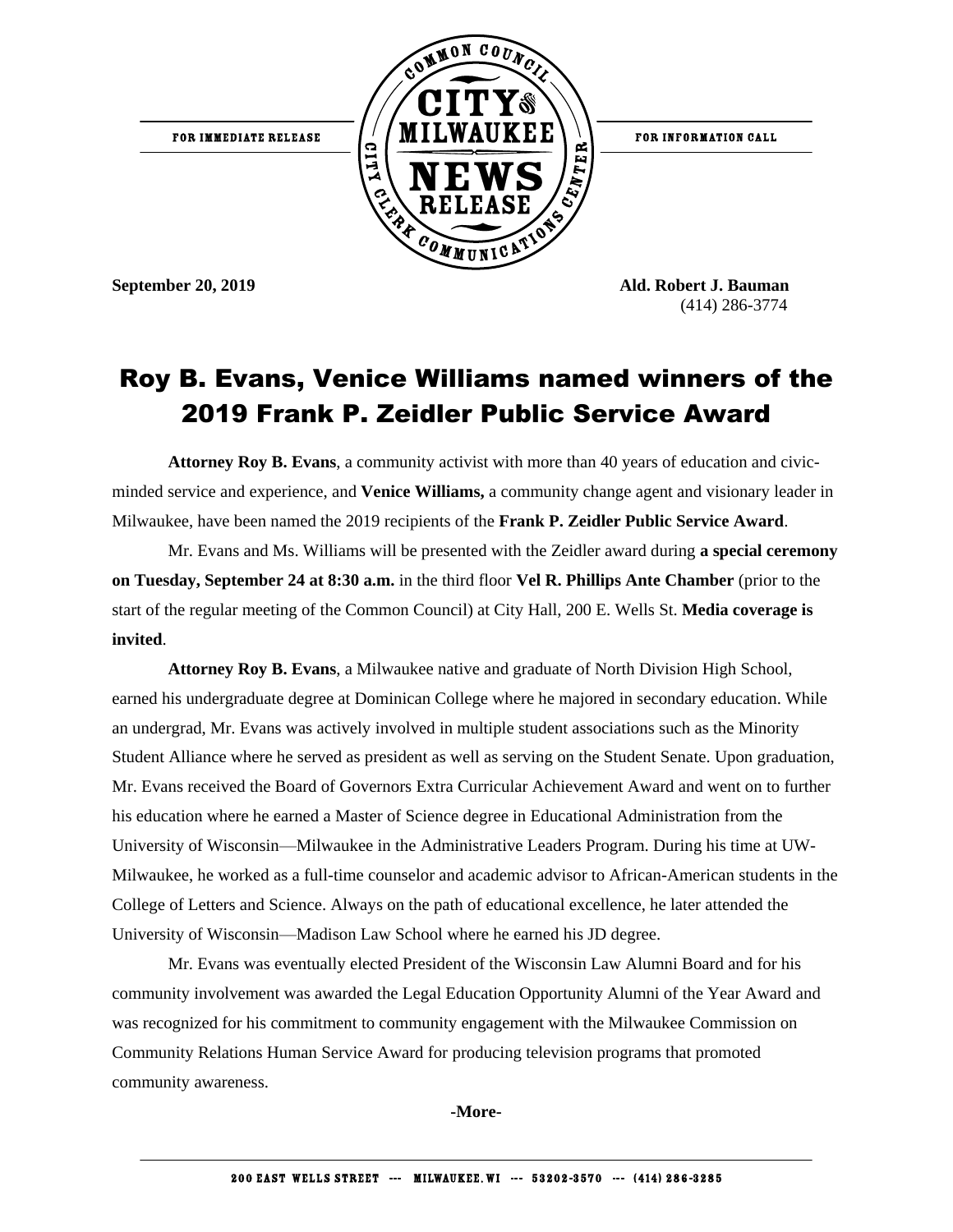FOR IMMEDIATE RELEASE

COMMON COUNCIL CITY OF MILWAUKEE NEWS RELEASE CITY CLERK COMMUNICATIONS CENTER

FOR INFORMATION CALL

**September 20, 2019**

**Ald. Robert J. Bauman**
(414) 286-3774

# Roy B. Evans, Venice Williams named winners of the 2019 Frank P. Zeidler Public Service Award

**Attorney Roy B. Evans**, a community activist with more than 40 years of education and civic-minded service and experience, and **Venice Williams,** a community change agent and visionary leader in Milwaukee, have been named the 2019 recipients of the **Frank P. Zeidler Public Service Award**.

Mr. Evans and Ms. Williams will be presented with the Zeidler award during **a special ceremony on Tuesday, September 24 at 8:30 a.m.** in the third floor **Vel R. Phillips Ante Chamber** (prior to the start of the regular meeting of the Common Council) at City Hall, 200 E. Wells St. **Media coverage is invited**.

**Attorney Roy B. Evans**, a Milwaukee native and graduate of North Division High School, earned his undergraduate degree at Dominican College where he majored in secondary education. While an undergrad, Mr. Evans was actively involved in multiple student associations such as the Minority Student Alliance where he served as president as well as serving on the Student Senate. Upon graduation, Mr. Evans received the Board of Governors Extra Curricular Achievement Award and went on to further his education where he earned a Master of Science degree in Educational Administration from the University of Wisconsin—Milwaukee in the Administrative Leaders Program. During his time at UW-Milwaukee, he worked as a full-time counselor and academic advisor to African-American students in the College of Letters and Science. Always on the path of educational excellence, he later attended the University of Wisconsin—Madison Law School where he earned his JD degree.

Mr. Evans was eventually elected President of the Wisconsin Law Alumni Board and for his community involvement was awarded the Legal Education Opportunity Alumni of the Year Award and was recognized for his commitment to community engagement with the Milwaukee Commission on Community Relations Human Service Award for producing television programs that promoted community awareness.

**-More-**

200 EAST WELLS STREET --- MILWAUKEE, WI --- 53202-3570 --- (414) 286-3285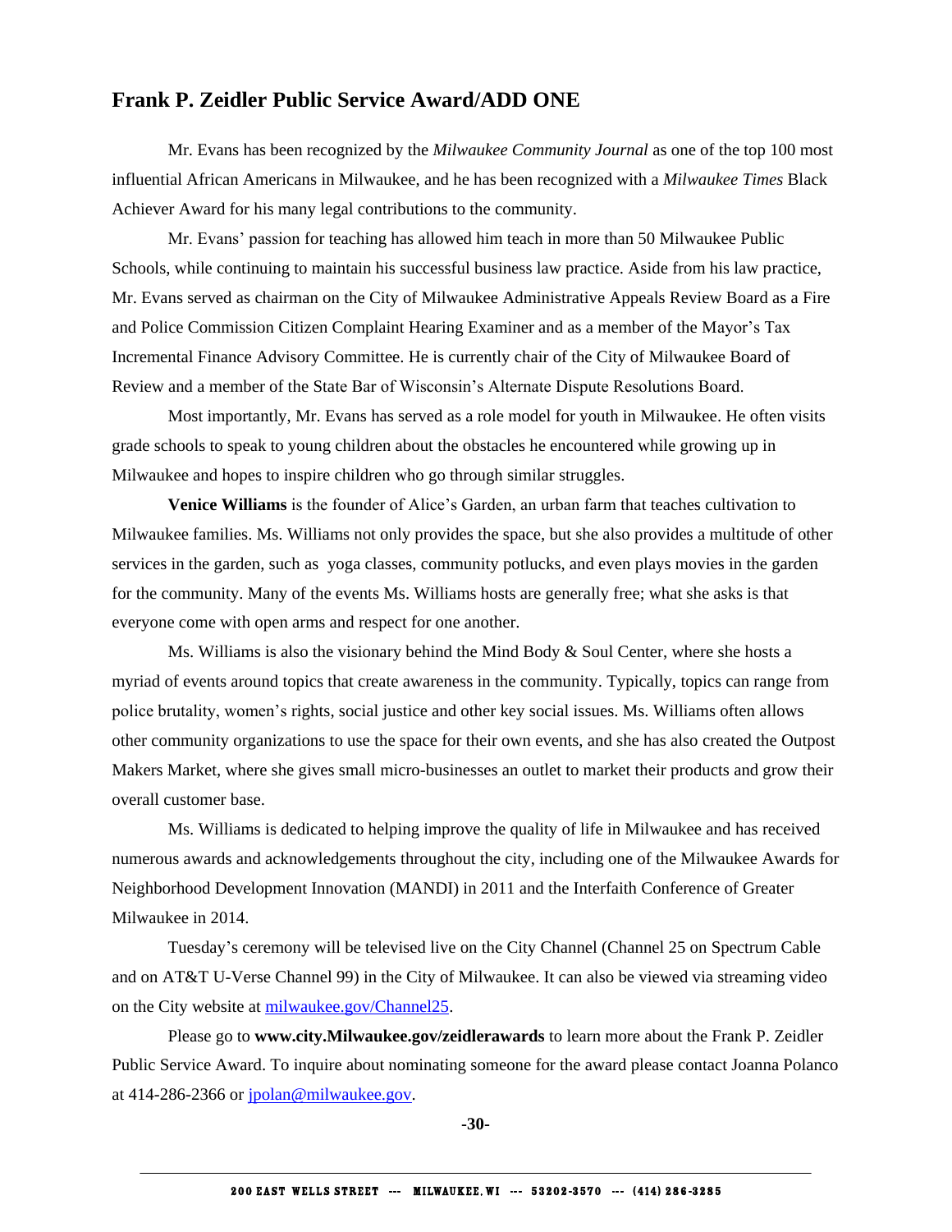## Frank P. Zeidler Public Service Award/ADD ONE

Mr. Evans has been recognized by the *Milwaukee Community Journal* as one of the top 100 most influential African Americans in Milwaukee, and he has been recognized with a *Milwaukee Times* Black Achiever Award for his many legal contributions to the community.

Mr. Evans' passion for teaching has allowed him teach in more than 50 Milwaukee Public Schools, while continuing to maintain his successful business law practice. Aside from his law practice, Mr. Evans served as chairman on the City of Milwaukee Administrative Appeals Review Board as a Fire and Police Commission Citizen Complaint Hearing Examiner and as a member of the Mayor's Tax Incremental Finance Advisory Committee. He is currently chair of the City of Milwaukee Board of Review and a member of the State Bar of Wisconsin's Alternate Dispute Resolutions Board.

Most importantly, Mr. Evans has served as a role model for youth in Milwaukee. He often visits grade schools to speak to young children about the obstacles he encountered while growing up in Milwaukee and hopes to inspire children who go through similar struggles.

**Venice Williams** is the founder of Alice's Garden, an urban farm that teaches cultivation to Milwaukee families. Ms. Williams not only provides the space, but she also provides a multitude of other services in the garden, such as yoga classes, community potlucks, and even plays movies in the garden for the community. Many of the events Ms. Williams hosts are generally free; what she asks is that everyone come with open arms and respect for one another.

Ms. Williams is also the visionary behind the Mind Body & Soul Center, where she hosts a myriad of events around topics that create awareness in the community. Typically, topics can range from police brutality, women's rights, social justice and other key social issues. Ms. Williams often allows other community organizations to use the space for their own events, and she has also created the Outpost Makers Market, where she gives small micro-businesses an outlet to market their products and grow their overall customer base.

Ms. Williams is dedicated to helping improve the quality of life in Milwaukee and has received numerous awards and acknowledgements throughout the city, including one of the Milwaukee Awards for Neighborhood Development Innovation (MANDI) in 2011 and the Interfaith Conference of Greater Milwaukee in 2014.

Tuesday's ceremony will be televised live on the City Channel (Channel 25 on Spectrum Cable and on AT&T U-Verse Channel 99) in the City of Milwaukee. It can also be viewed via streaming video on the City website at milwaukee.gov/Channel25.

Please go to **www.city.Milwaukee.gov/zeidlerawards** to learn more about the Frank P. Zeidler Public Service Award. To inquire about nominating someone for the award please contact Joanna Polanco at 414-286-2366 or jpolan@milwaukee.gov.

**-30-**

200 EAST WELLS STREET --- MILWAUKEE, WI --- 53202-3570 --- (414) 286-3285